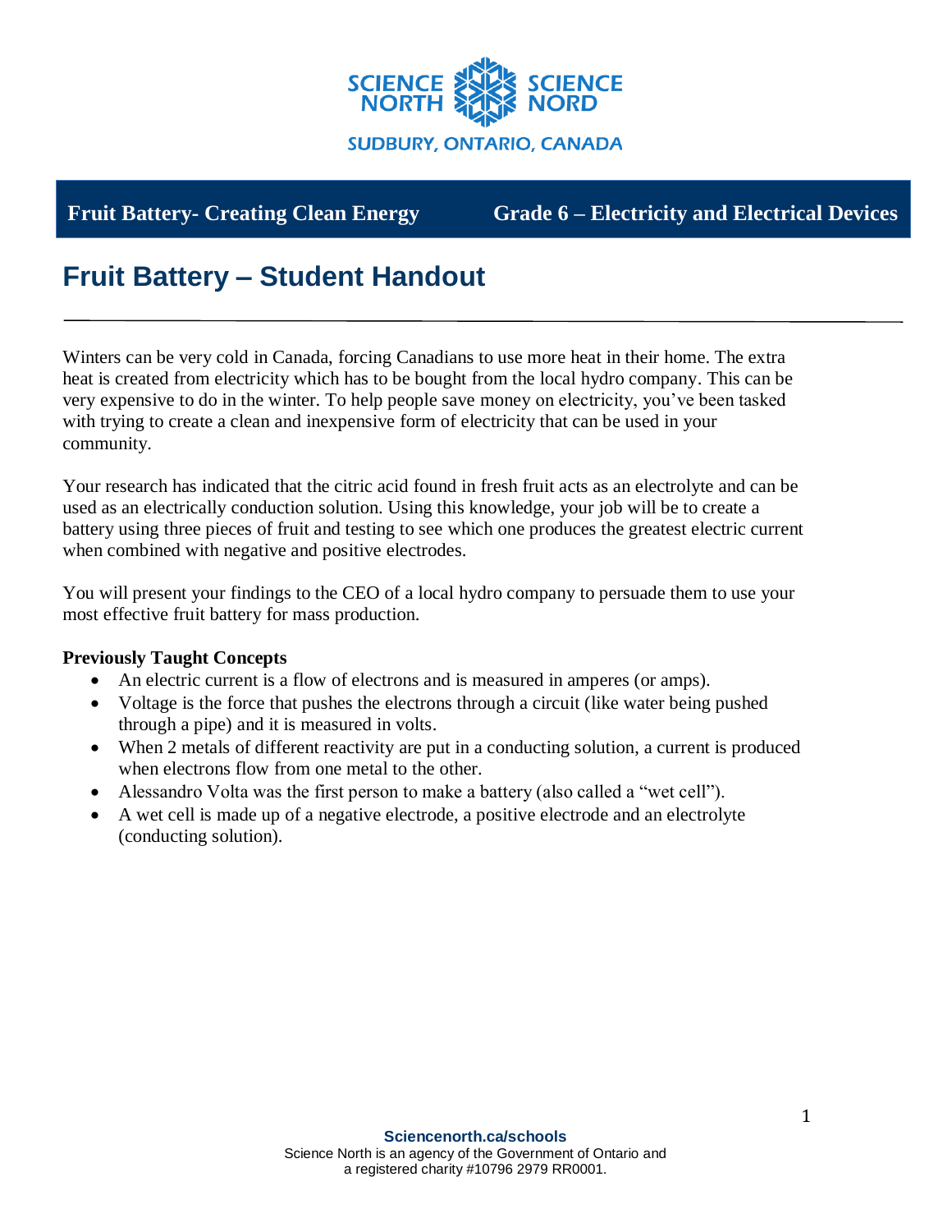**Fruit Battery- Creating Clean Energy** **Grade 6 – Electricity and Electrical Devices**

# Fruit Battery – Student Handout

Winters can be very cold in Canada, forcing Canadians to use more heat in their home. The extra heat is created from electricity which has to be bought from the local hydro company. This can be very expensive to do in the winter. To help people save money on electricity, you've been tasked with trying to create a clean and inexpensive form of electricity that can be used in your community.

Your research has indicated that the citric acid found in fresh fruit acts as an electrolyte and can be used as an electrically conduction solution. Using this knowledge, your job will be to create a battery using three pieces of fruit and testing to see which one produces the greatest electric current when combined with negative and positive electrodes.

You will present your findings to the CEO of a local hydro company to persuade them to use your most effective fruit battery for mass production.

**Previously Taught Concepts**

- An electric current is a flow of electrons and is measured in amperes (or amps).
- Voltage is the force that pushes the electrons through a circuit (like water being pushed through a pipe) and it is measured in volts.
- When 2 metals of different reactivity are put in a conducting solution, a current is produced when electrons flow from one metal to the other.
- Alessandro Volta was the first person to make a battery (also called a "wet cell").
- A wet cell is made up of a negative electrode, a positive electrode and an electrolyte (conducting solution).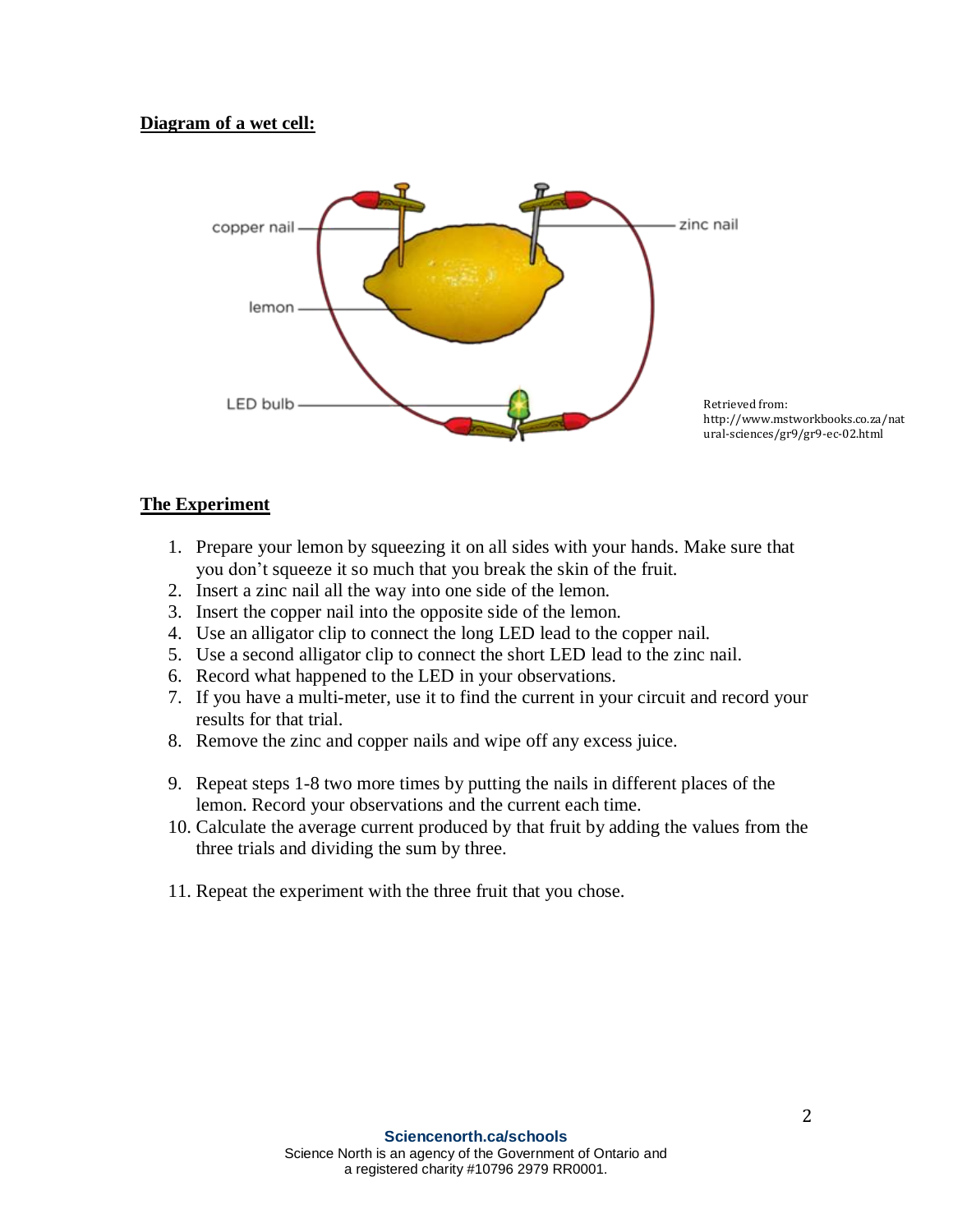**Diagram of a wet cell:**

copper nail

lemon

LED bulb

zinc nail

Retrieved from: http://www.mstworkbooks.co.za/natural-sciences/gr9/gr9-ec-02.html

**The Experiment**

1. Prepare your lemon by squeezing it on all sides with your hands. Make sure that you don't squeeze it so much that you break the skin of the fruit.
2. Insert a zinc nail all the way into one side of the lemon.
3. Insert the copper nail into the opposite side of the lemon.
4. Use an alligator clip to connect the long LED lead to the copper nail.
5. Use a second alligator clip to connect the short LED lead to the zinc nail.
6. Record what happened to the LED in your observations.
7. If you have a multi-meter, use it to find the current in your circuit and record your results for that trial.
8. Remove the zinc and copper nails and wipe off any excess juice.
9. Repeat steps 1-8 two more times by putting the nails in different places of the lemon. Record your observations and the current each time.
10. Calculate the average current produced by that fruit by adding the values from the three trials and dividing the sum by three.
11. Repeat the experiment with the three fruit that you chose.

**Sciencenorth.ca/schools**
Science North is an agency of the Government of Ontario and a registered charity #10796 2979 RR0001.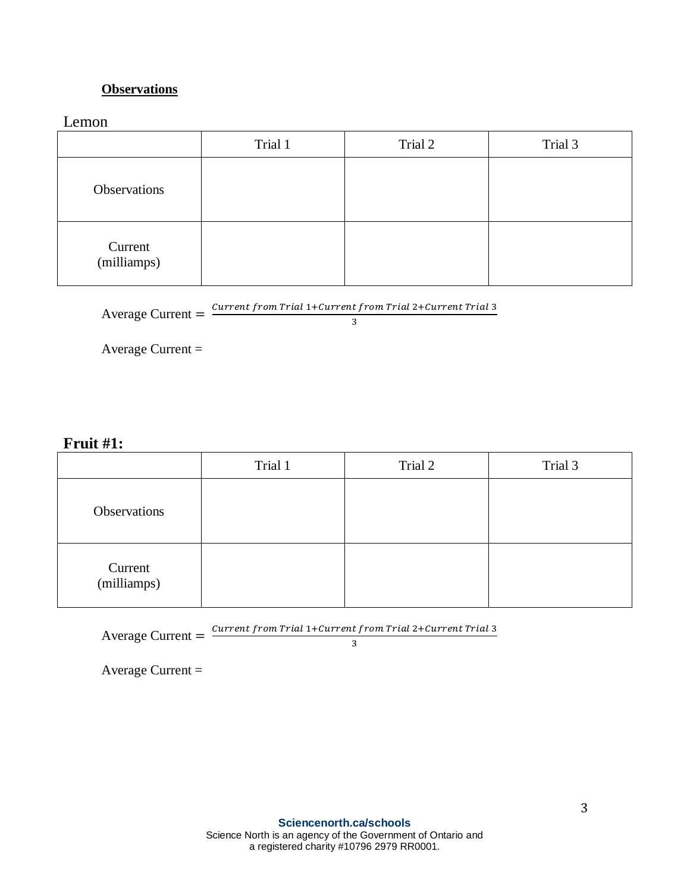## **Observations**

Lemon

| | Trial 1 | Trial 2 | Trial 3 |
|---|---|---|---|
| Observations | | | |
| Current (milliamps) | | | |

Average Current $= \frac{Current\ from\ Trial\ 1 + Current\ from\ Trial\ 2 + Current\ Trial\ 3}{3}$

Average Current =

**Fruit #1:**

| | Trial 1 | Trial 2 | Trial 3 |
|---|---|---|---|
| Observations | | | |
| Current (milliamps) | | | |

Average Current $= \frac{Current\ from\ Trial\ 1 + Current\ from\ Trial\ 2 + Current\ Trial\ 3}{3}$

Average Current =

**Sciencenorth.ca/schools**
Science North is an agency of the Government of Ontario and a registered charity #10796 2979 RR0001.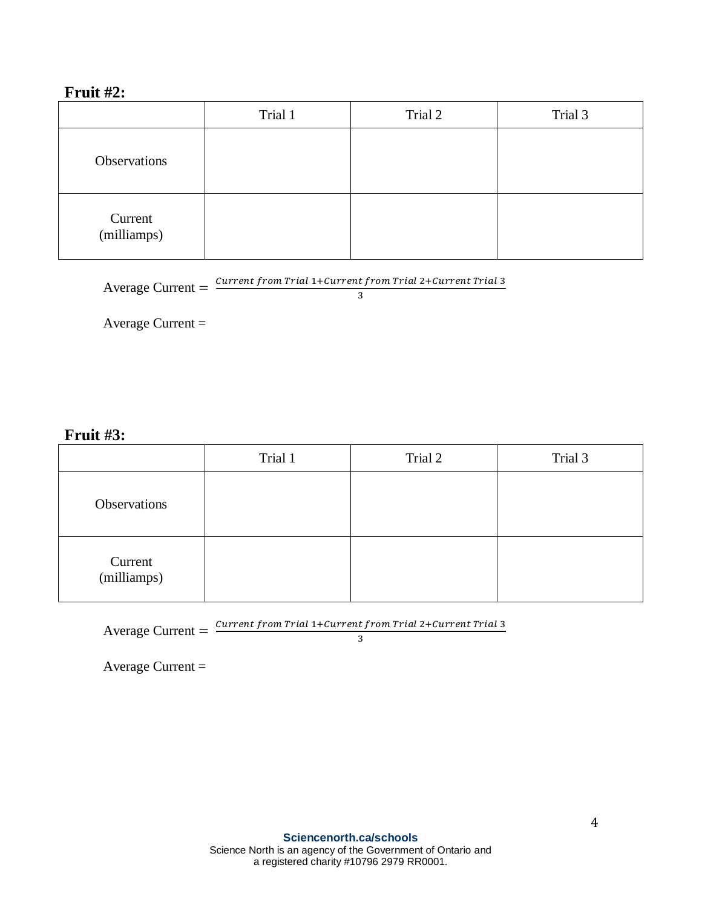**Fruit #2:**

| | Trial 1 | Trial 2 | Trial 3 |
|---|---|---|---|
| Observations | | | |
| Current (milliamps) | | | |

Average Current $= \frac{\textit{Current from Trial } 1 + \textit{Current from Trial } 2 + \textit{Current Trial } 3}{3}$

Average Current =

**Fruit #3:**

| | Trial 1 | Trial 2 | Trial 3 |
|---|---|---|---|
| Observations | | | |
| Current (milliamps) | | | |

Average Current $= \frac{\textit{Current from Trial } 1 + \textit{Current from Trial } 2 + \textit{Current Trial } 3}{3}$

Average Current =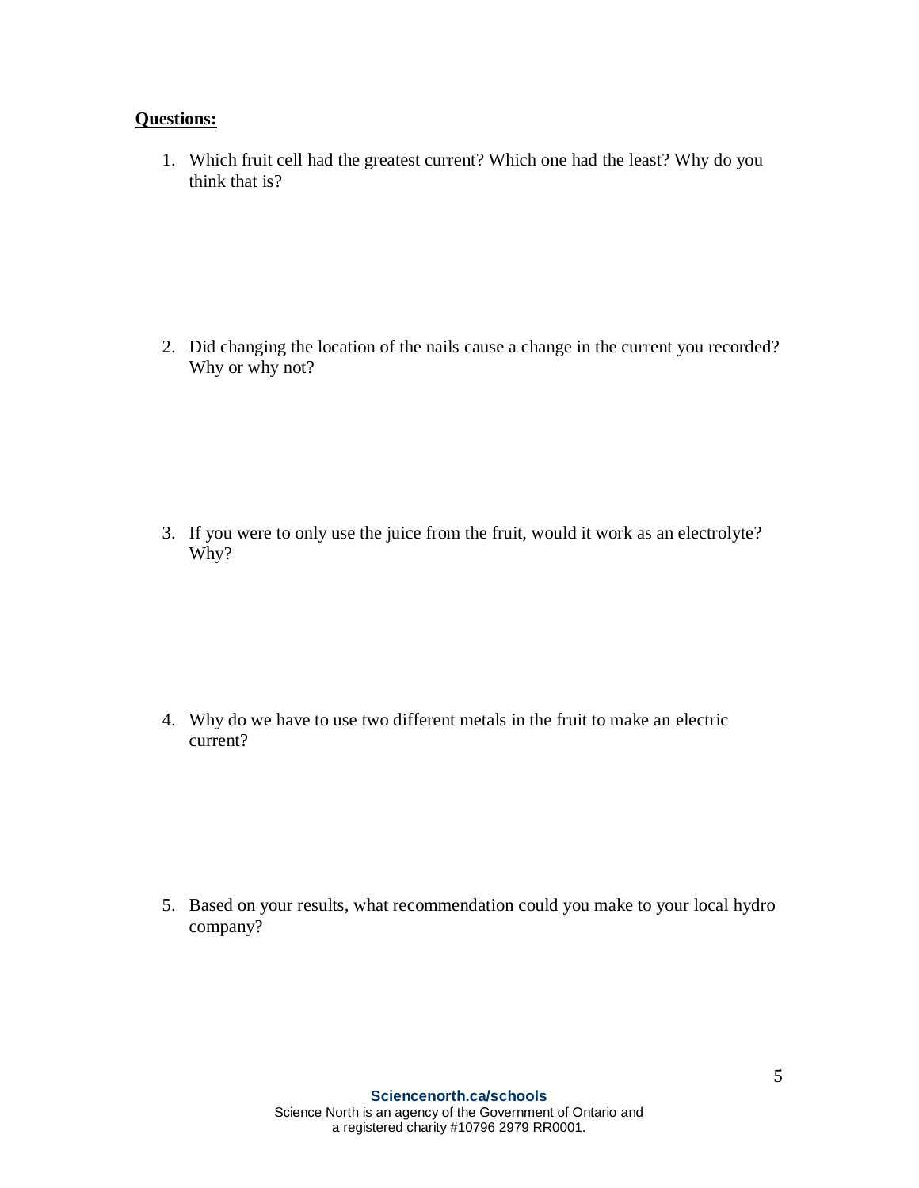**Questions:**

1. Which fruit cell had the greatest current? Which one had the least? Why do you think that is?

2. Did changing the location of the nails cause a change in the current you recorded? Why or why not?

3. If you were to only use the juice from the fruit, would it work as an electrolyte? Why?

4. Why do we have to use two different metals in the fruit to make an electric current?

5. Based on your results, what recommendation could you make to your local hydro company?